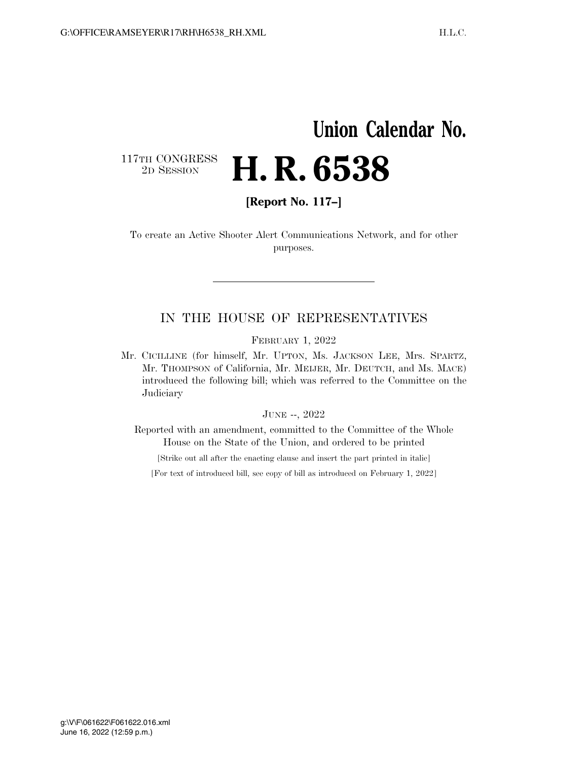# Union Calendar No.

117TH CONGRESS
2D SESSION

# H. R. 6538

**[Report No. 117–]**

To create an Active Shooter Alert Communications Network, and for other purposes.

---

## IN THE HOUSE OF REPRESENTATIVES

FEBRUARY 1, 2022

Mr. CICILLINE (for himself, Mr. UPTON, Ms. JACKSON LEE, Mrs. SPARTZ, Mr. THOMPSON of California, Mr. MEIJER, Mr. DEUTCH, and Ms. MACE) introduced the following bill; which was referred to the Committee on the Judiciary

JUNE --, 2022

Reported with an amendment, committed to the Committee of the Whole House on the State of the Union, and ordered to be printed

[Strike out all after the enacting clause and insert the part printed in italic]

[For text of introduced bill, see copy of bill as introduced on February 1, 2022]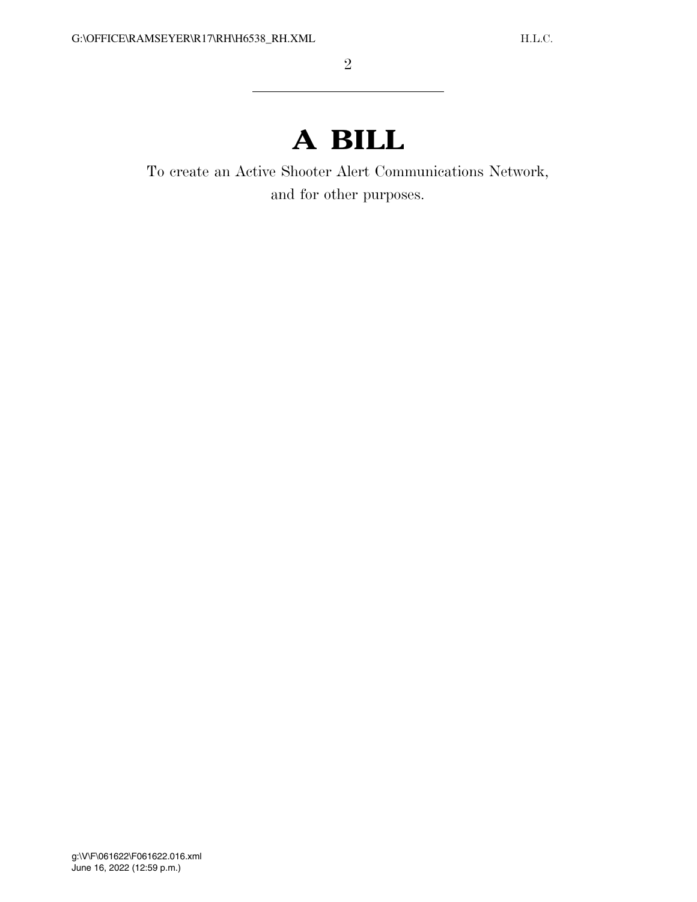# A BILL

To create an Active Shooter Alert Communications Network, and for other purposes.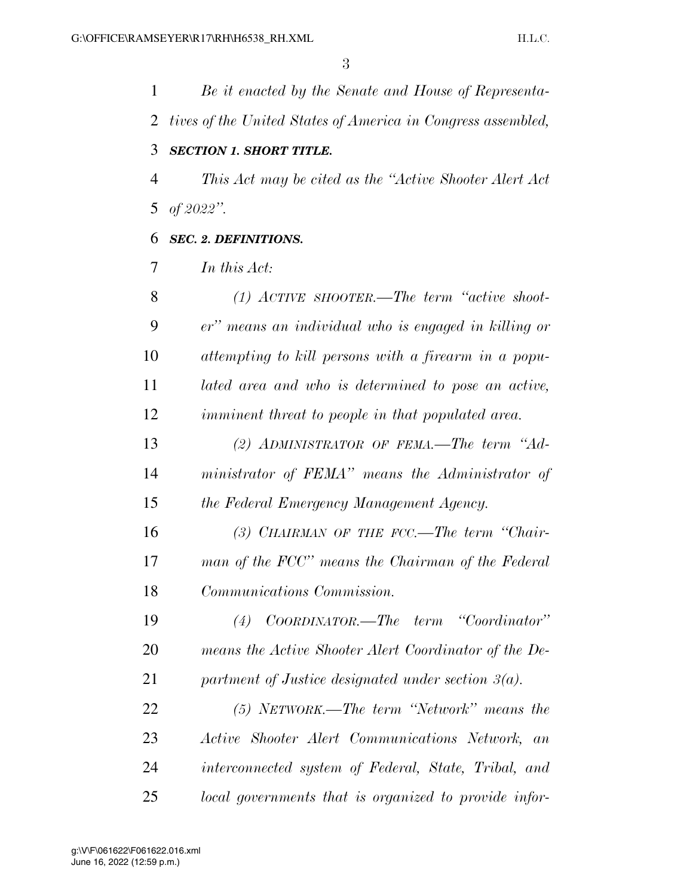*Be it enacted by the Senate and House of Representatives of the United States of America in Congress assembled,*

***SECTION 1. SHORT TITLE.***

*This Act may be cited as the "Active Shooter Alert Act of 2022".*

***SEC. 2. DEFINITIONS.***

*In this Act:*

*(1) ACTIVE SHOOTER.—The term "active shooter" means an individual who is engaged in killing or attempting to kill persons with a firearm in a populated area and who is determined to pose an active, imminent threat to people in that populated area.*

*(2) ADMINISTRATOR OF FEMA.—The term "Administrator of FEMA" means the Administrator of the Federal Emergency Management Agency.*

*(3) CHAIRMAN OF THE FCC.—The term "Chairman of the FCC" means the Chairman of the Federal Communications Commission.*

*(4) COORDINATOR.—The term "Coordinator" means the Active Shooter Alert Coordinator of the Department of Justice designated under section 3(a).*

*(5) NETWORK.—The term "Network" means the Active Shooter Alert Communications Network, an interconnected system of Federal, State, Tribal, and local governments that is organized to provide infor-*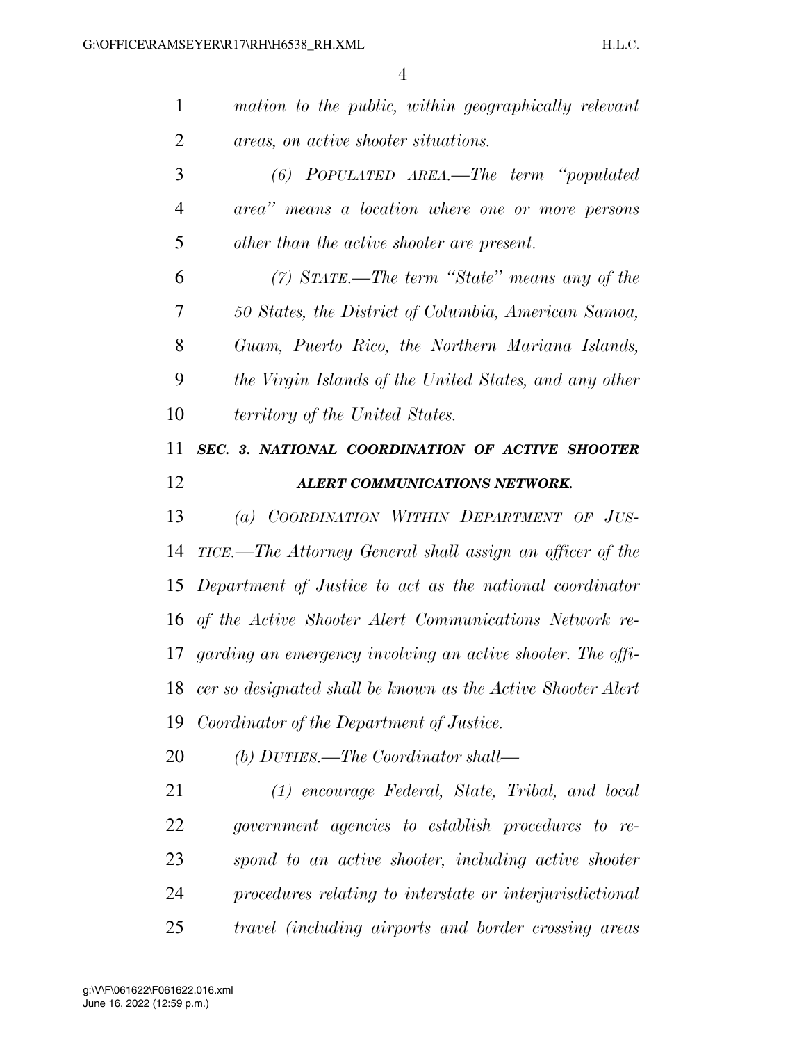*mation to the public, within geographically relevant areas, on active shooter situations.*

*(6) POPULATED AREA.—The term "populated area" means a location where one or more persons other than the active shooter are present.*

*(7) STATE.—The term "State" means any of the 50 States, the District of Columbia, American Samoa, Guam, Puerto Rico, the Northern Mariana Islands, the Virgin Islands of the United States, and any other territory of the United States.*

***SEC. 3. NATIONAL COORDINATION OF ACTIVE SHOOTER ALERT COMMUNICATIONS NETWORK.***

*(a) COORDINATION WITHIN DEPARTMENT OF JUSTICE.—The Attorney General shall assign an officer of the Department of Justice to act as the national coordinator of the Active Shooter Alert Communications Network regarding an emergency involving an active shooter. The officer so designated shall be known as the Active Shooter Alert Coordinator of the Department of Justice.*

*(b) DUTIES.—The Coordinator shall—*

*(1) encourage Federal, State, Tribal, and local government agencies to establish procedures to respond to an active shooter, including active shooter procedures relating to interstate or interjurisdictional travel (including airports and border crossing areas*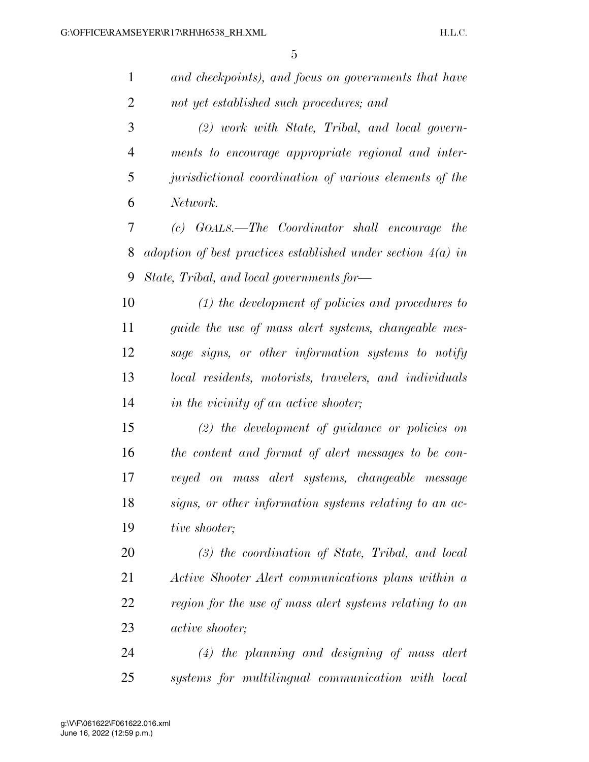*and checkpoints), and focus on governments that have not yet established such procedures; and*

*(2) work with State, Tribal, and local governments to encourage appropriate regional and interjurisdictional coordination of various elements of the Network.*

*(c) GOALS.—The Coordinator shall encourage the adoption of best practices established under section 4(a) in State, Tribal, and local governments for—*

*(1) the development of policies and procedures to guide the use of mass alert systems, changeable message signs, or other information systems to notify local residents, motorists, travelers, and individuals in the vicinity of an active shooter;*

*(2) the development of guidance or policies on the content and format of alert messages to be conveyed on mass alert systems, changeable message signs, or other information systems relating to an active shooter;*

*(3) the coordination of State, Tribal, and local Active Shooter Alert communications plans within a region for the use of mass alert systems relating to an active shooter;*

*(4) the planning and designing of mass alert systems for multilingual communication with local*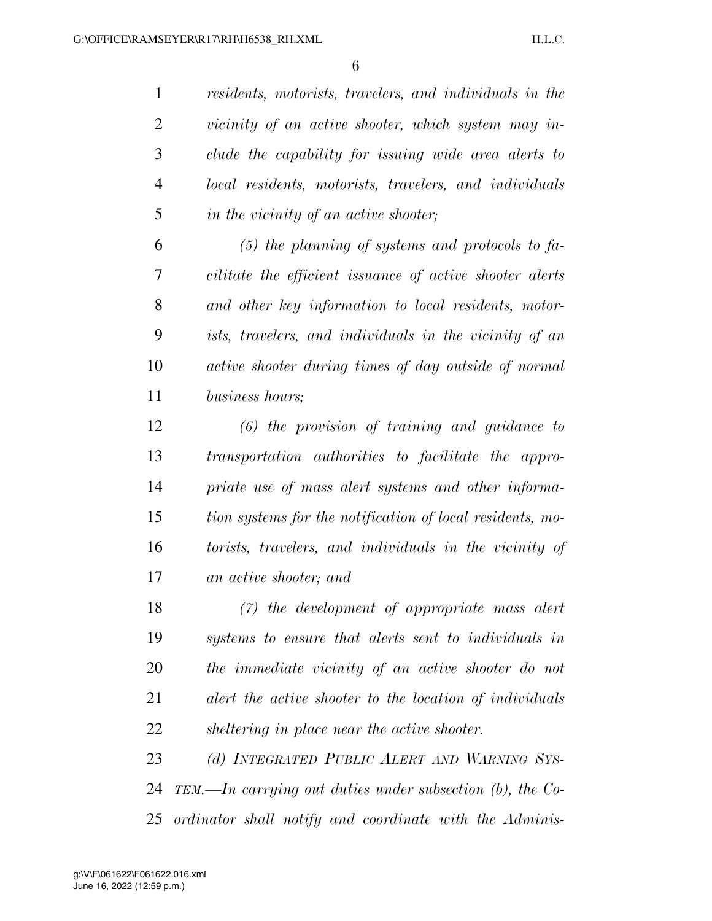*residents, motorists, travelers, and individuals in the vicinity of an active shooter, which system may include the capability for issuing wide area alerts to local residents, motorists, travelers, and individuals in the vicinity of an active shooter;*

*(5) the planning of systems and protocols to facilitate the efficient issuance of active shooter alerts and other key information to local residents, motorists, travelers, and individuals in the vicinity of an active shooter during times of day outside of normal business hours;*

*(6) the provision of training and guidance to transportation authorities to facilitate the appropriate use of mass alert systems and other information systems for the notification of local residents, motorists, travelers, and individuals in the vicinity of an active shooter; and*

*(7) the development of appropriate mass alert systems to ensure that alerts sent to individuals in the immediate vicinity of an active shooter do not alert the active shooter to the location of individuals sheltering in place near the active shooter.*

*(d) INTEGRATED PUBLIC ALERT AND WARNING SYSTEM.—In carrying out duties under subsection (b), the Coordinator shall notify and coordinate with the Adminis-*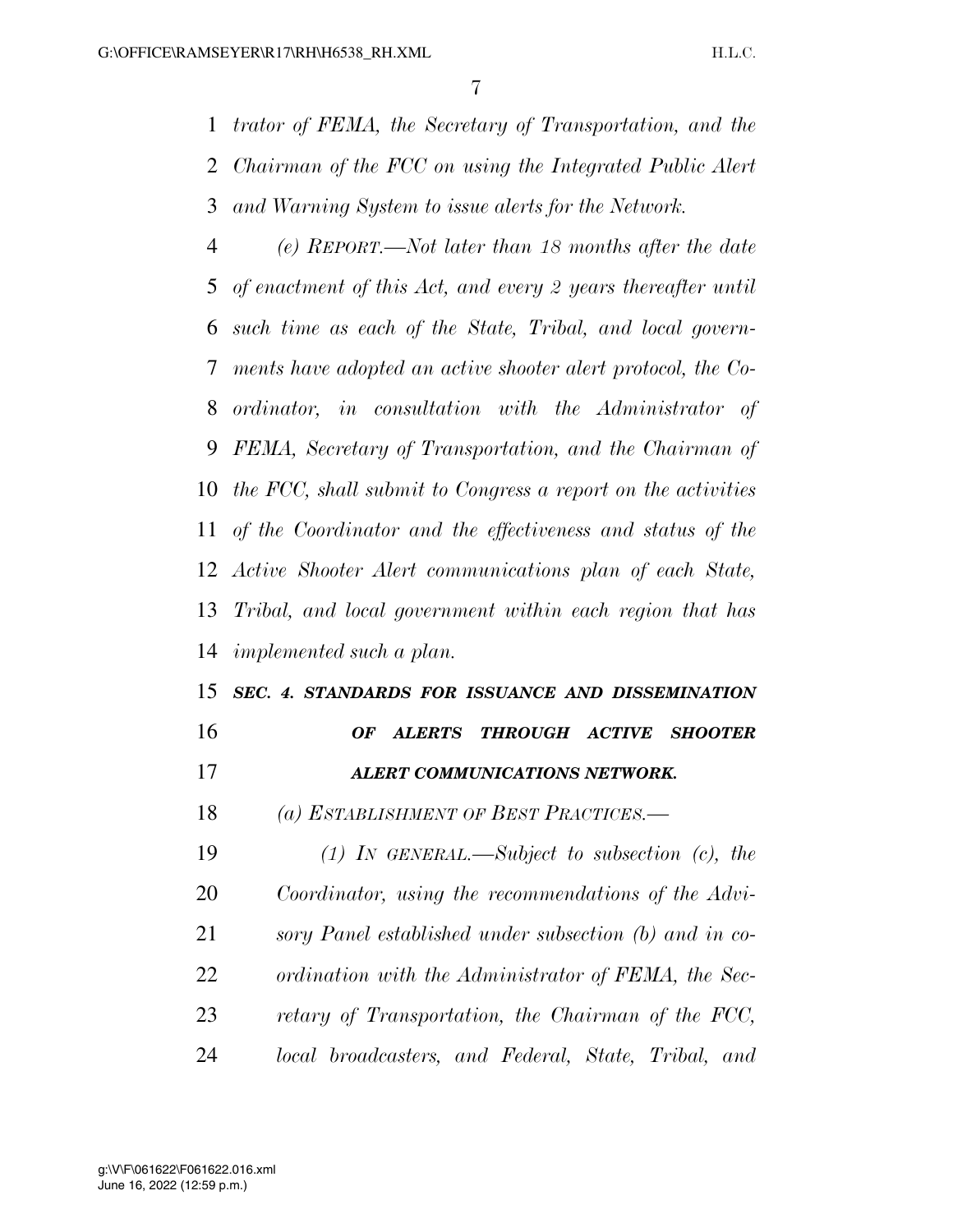*trator of FEMA, the Secretary of Transportation, and the Chairman of the FCC on using the Integrated Public Alert and Warning System to issue alerts for the Network.*

*(e) REPORT.—Not later than 18 months after the date of enactment of this Act, and every 2 years thereafter until such time as each of the State, Tribal, and local governments have adopted an active shooter alert protocol, the Coordinator, in consultation with the Administrator of FEMA, Secretary of Transportation, and the Chairman of the FCC, shall submit to Congress a report on the activities of the Coordinator and the effectiveness and status of the Active Shooter Alert communications plan of each State, Tribal, and local government within each region that has implemented such a plan.*

***SEC. 4. STANDARDS FOR ISSUANCE AND DISSEMINATION OF ALERTS THROUGH ACTIVE SHOOTER ALERT COMMUNICATIONS NETWORK.***

*(a) ESTABLISHMENT OF BEST PRACTICES.—*

*(1) IN GENERAL.—Subject to subsection (c), the Coordinator, using the recommendations of the Advisory Panel established under subsection (b) and in coordination with the Administrator of FEMA, the Secretary of Transportation, the Chairman of the FCC, local broadcasters, and Federal, State, Tribal, and*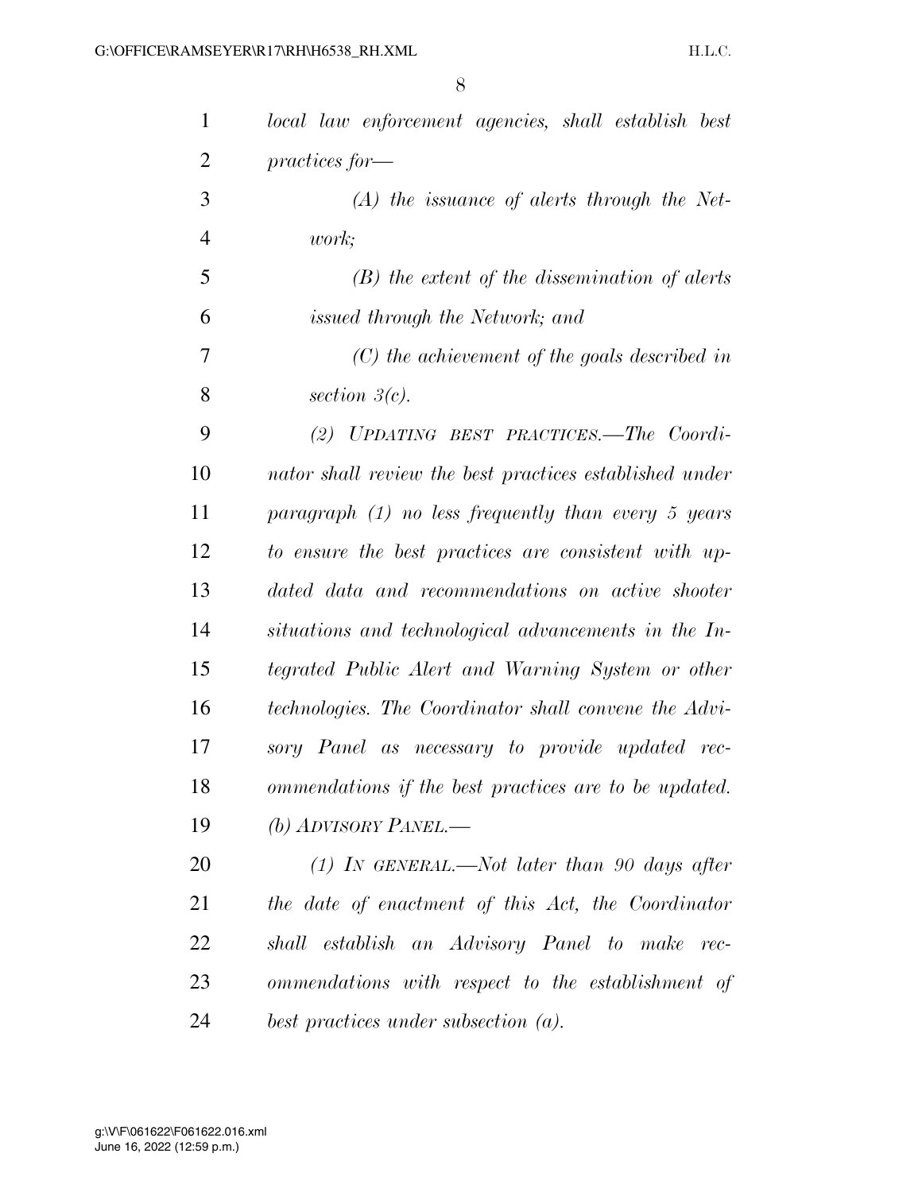*local law enforcement agencies, shall establish best practices for—*

*(A) the issuance of alerts through the Network;*

*(B) the extent of the dissemination of alerts issued through the Network; and*

*(C) the achievement of the goals described in section 3(c).*

*(2) UPDATING BEST PRACTICES.—The Coordinator shall review the best practices established under paragraph (1) no less frequently than every 5 years to ensure the best practices are consistent with updated data and recommendations on active shooter situations and technological advancements in the Integrated Public Alert and Warning System or other technologies. The Coordinator shall convene the Advisory Panel as necessary to provide updated recommendations if the best practices are to be updated.*

*(b) ADVISORY PANEL.—*

*(1) IN GENERAL.—Not later than 90 days after the date of enactment of this Act, the Coordinator shall establish an Advisory Panel to make recommendations with respect to the establishment of best practices under subsection (a).*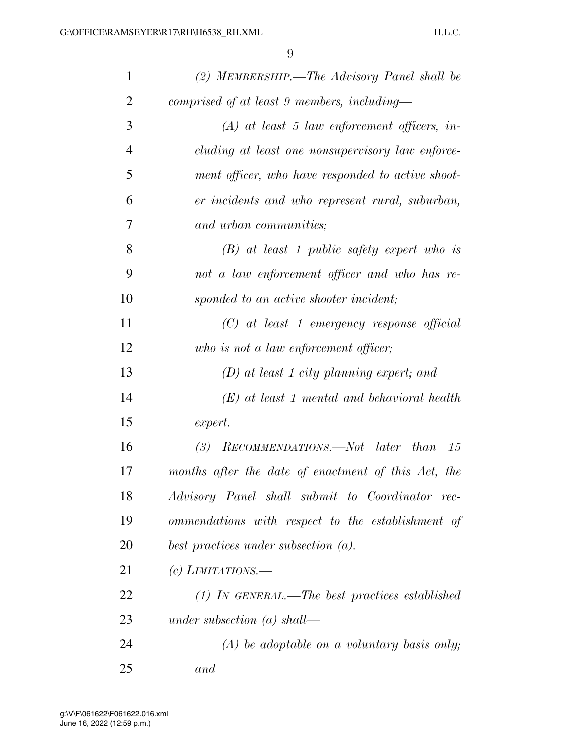*(2) MEMBERSHIP.—The Advisory Panel shall be comprised of at least 9 members, including—*

*(A) at least 5 law enforcement officers, including at least one nonsupervisory law enforcement officer, who have responded to active shooter incidents and who represent rural, suburban, and urban communities;*

*(B) at least 1 public safety expert who is not a law enforcement officer and who has responded to an active shooter incident;*

*(C) at least 1 emergency response official who is not a law enforcement officer;*

*(D) at least 1 city planning expert; and*

*(E) at least 1 mental and behavioral health expert.*

*(3) RECOMMENDATIONS.—Not later than 15 months after the date of enactment of this Act, the Advisory Panel shall submit to Coordinator recommendations with respect to the establishment of best practices under subsection (a).*

*(c) LIMITATIONS.—*

*(1) IN GENERAL.—The best practices established under subsection (a) shall—*

*(A) be adoptable on a voluntary basis only; and*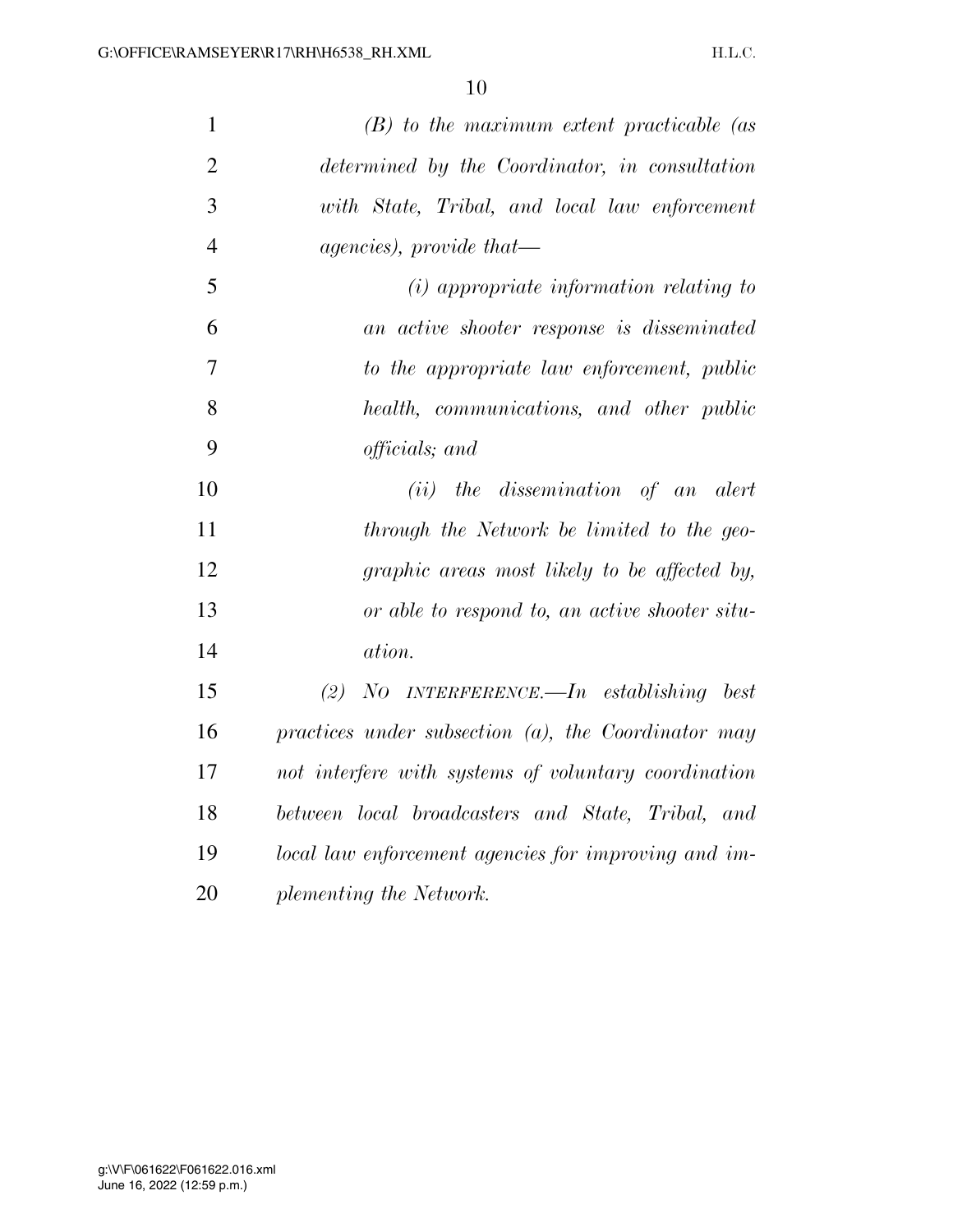*(B) to the maximum extent practicable (as determined by the Coordinator, in consultation with State, Tribal, and local law enforcement agencies), provide that—*

*(i) appropriate information relating to an active shooter response is disseminated to the appropriate law enforcement, public health, communications, and other public officials; and*

*(ii) the dissemination of an alert through the Network be limited to the geographic areas most likely to be affected by, or able to respond to, an active shooter situation.*

*(2) NO INTERFERENCE.—In establishing best practices under subsection (a), the Coordinator may not interfere with systems of voluntary coordination between local broadcasters and State, Tribal, and local law enforcement agencies for improving and implementing the Network.*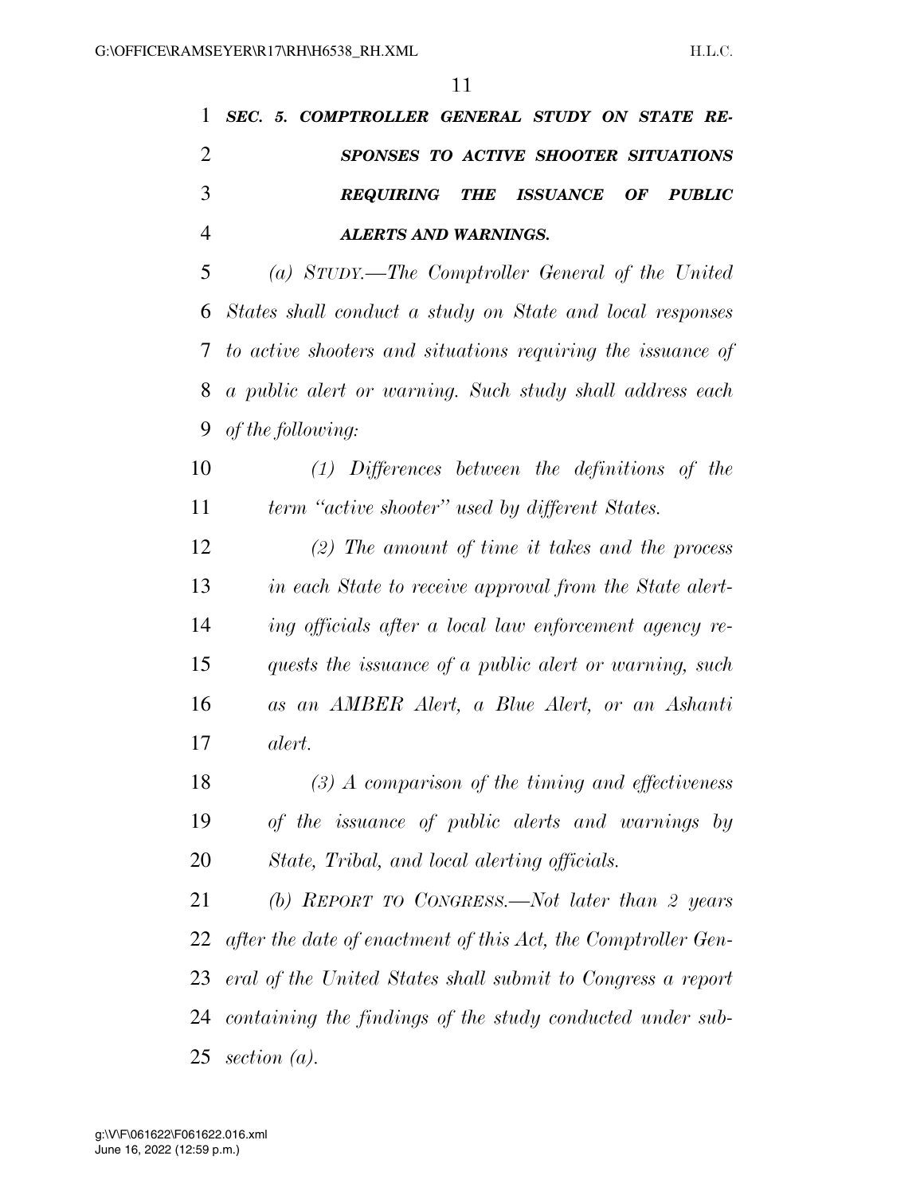***SEC. 5. COMPTROLLER GENERAL STUDY ON STATE RESPONSES TO ACTIVE SHOOTER SITUATIONS REQUIRING THE ISSUANCE OF PUBLIC ALERTS AND WARNINGS.***

*(a) STUDY.—The Comptroller General of the United States shall conduct a study on State and local responses to active shooters and situations requiring the issuance of a public alert or warning. Such study shall address each of the following:*

*(1) Differences between the definitions of the term "active shooter" used by different States.*

*(2) The amount of time it takes and the process in each State to receive approval from the State alerting officials after a local law enforcement agency requests the issuance of a public alert or warning, such as an AMBER Alert, a Blue Alert, or an Ashanti alert.*

*(3) A comparison of the timing and effectiveness of the issuance of public alerts and warnings by State, Tribal, and local alerting officials.*

*(b) REPORT TO CONGRESS.—Not later than 2 years after the date of enactment of this Act, the Comptroller General of the United States shall submit to Congress a report containing the findings of the study conducted under subsection (a).*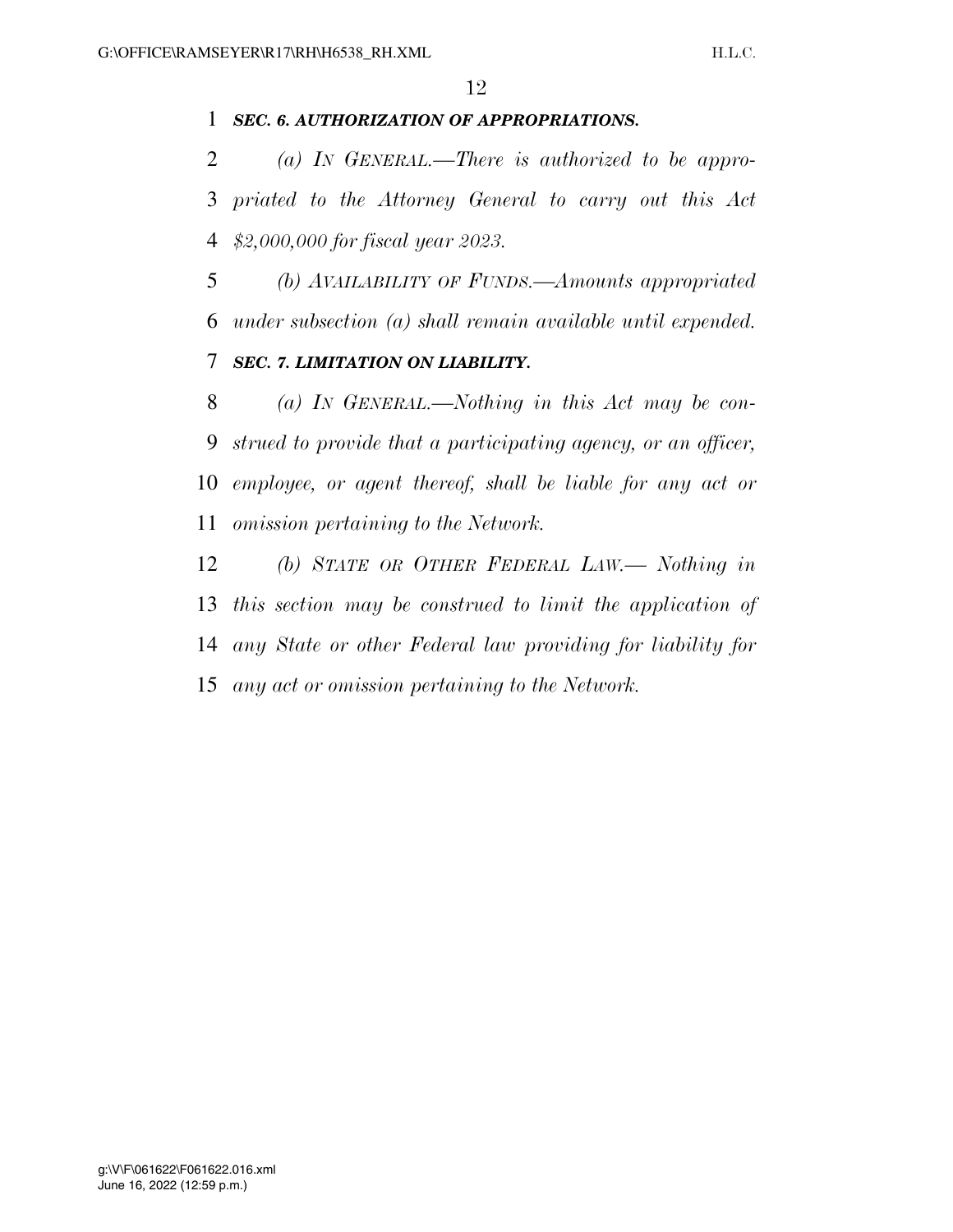***SEC. 6. AUTHORIZATION OF APPROPRIATIONS.***

*(a) IN GENERAL.—There is authorized to be appropriated to the Attorney General to carry out this Act $2,000,000 for fiscal year 2023.*

*(b) AVAILABILITY OF FUNDS.—Amounts appropriated under subsection (a) shall remain available until expended.*

***SEC. 7. LIMITATION ON LIABILITY.***

*(a) IN GENERAL.—Nothing in this Act may be construed to provide that a participating agency, or an officer, employee, or agent thereof, shall be liable for any act or omission pertaining to the Network.*

*(b) STATE OR OTHER FEDERAL LAW.— Nothing in this section may be construed to limit the application of any State or other Federal law providing for liability for any act or omission pertaining to the Network.*